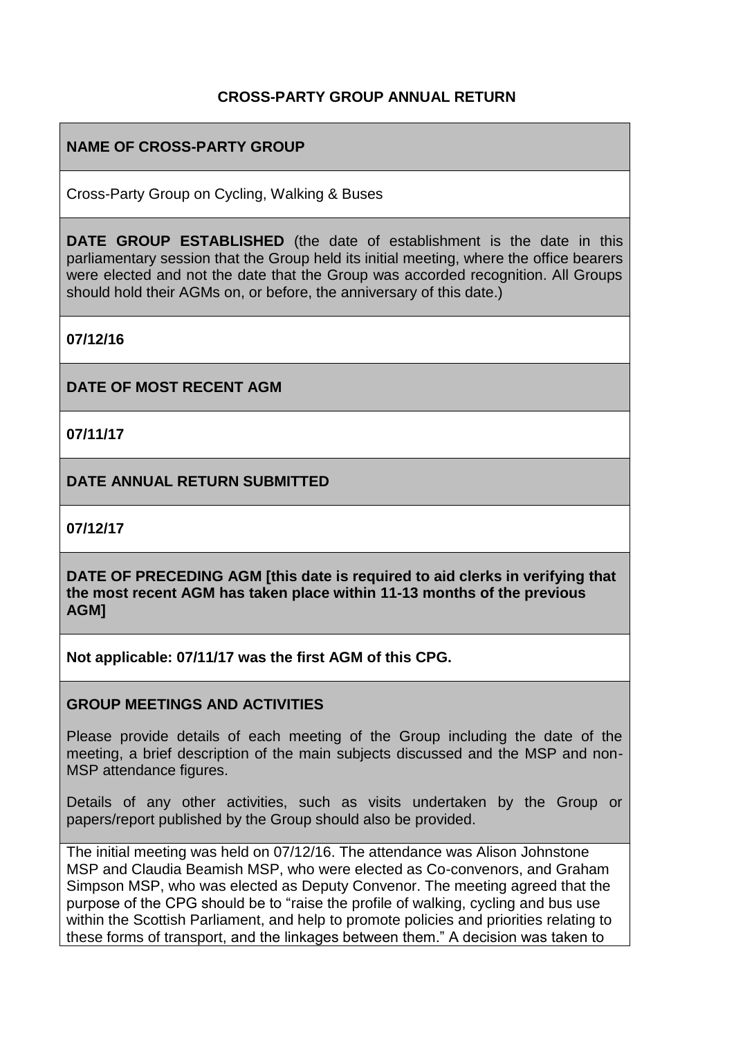# CROSS-PARTY GROUP ANNUAL RETURN

## NAME OF CROSS-PARTY GROUP

Cross-Party Group on Cycling, Walking & Buses

**DATE GROUP ESTABLISHED** (the date of establishment is the date in this parliamentary session that the Group held its initial meeting, where the office bearers were elected and not the date that the Group was accorded recognition. All Groups should hold their AGMs on, or before, the anniversary of this date.)

**07/12/16**

## DATE OF MOST RECENT AGM

**07/11/17**

## DATE ANNUAL RETURN SUBMITTED

**07/12/17**

**DATE OF PRECEDING AGM [this date is required to aid clerks in verifying that the most recent AGM has taken place within 11-13 months of the previous AGM]**

**Not applicable: 07/11/17 was the first AGM of this CPG.**

## GROUP MEETINGS AND ACTIVITIES

Please provide details of each meeting of the Group including the date of the meeting, a brief description of the main subjects discussed and the MSP and non-MSP attendance figures.

Details of any other activities, such as visits undertaken by the Group or papers/report published by the Group should also be provided.

The initial meeting was held on 07/12/16. The attendance was Alison Johnstone MSP and Claudia Beamish MSP, who were elected as Co-convenors, and Graham Simpson MSP, who was elected as Deputy Convenor. The meeting agreed that the purpose of the CPG should be to "raise the profile of walking, cycling and bus use within the Scottish Parliament, and help to promote policies and priorities relating to these forms of transport, and the linkages between them." A decision was taken to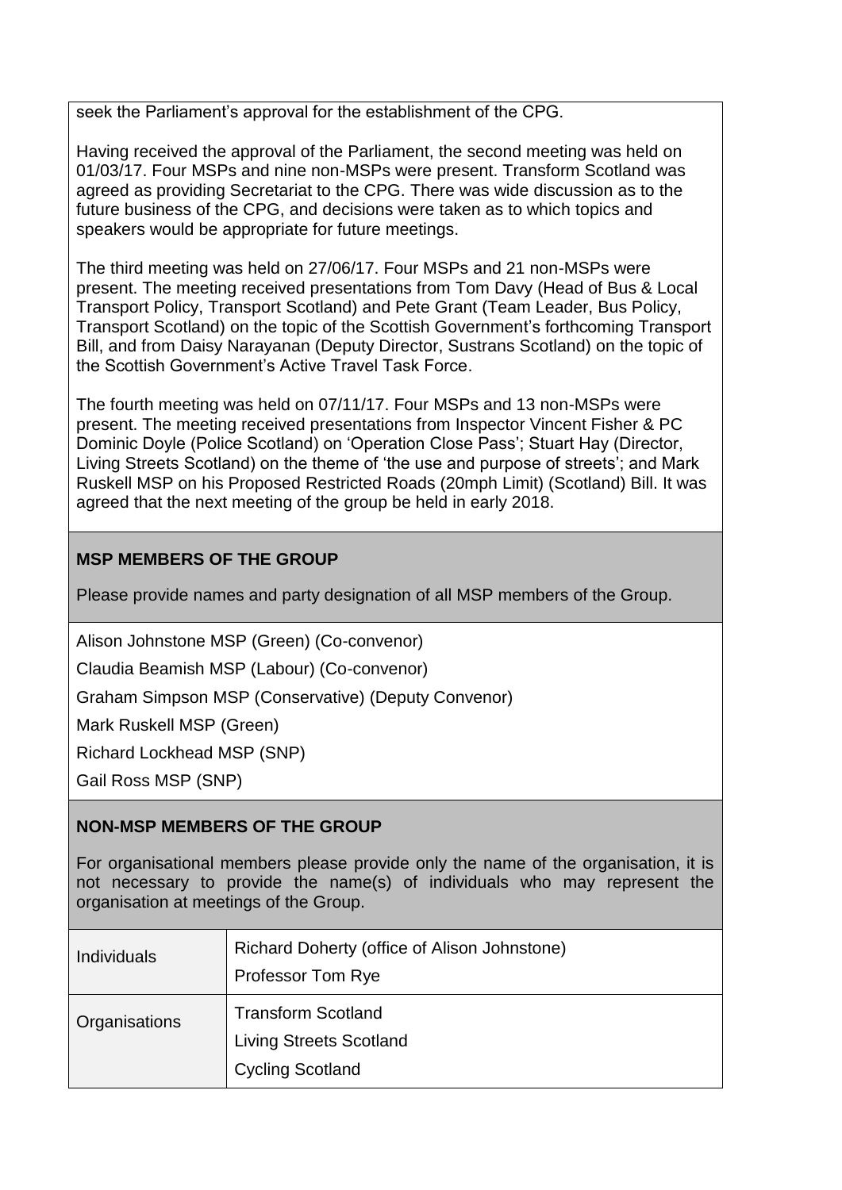seek the Parliament's approval for the establishment of the CPG.

Having received the approval of the Parliament, the second meeting was held on 01/03/17. Four MSPs and nine non-MSPs were present. Transform Scotland was agreed as providing Secretariat to the CPG. There was wide discussion as to the future business of the CPG, and decisions were taken as to which topics and speakers would be appropriate for future meetings.

The third meeting was held on 27/06/17. Four MSPs and 21 non-MSPs were present. The meeting received presentations from Tom Davy (Head of Bus & Local Transport Policy, Transport Scotland) and Pete Grant (Team Leader, Bus Policy, Transport Scotland) on the topic of the Scottish Government's forthcoming Transport Bill, and from Daisy Narayanan (Deputy Director, Sustrans Scotland) on the topic of the Scottish Government's Active Travel Task Force.

The fourth meeting was held on 07/11/17. Four MSPs and 13 non-MSPs were present. The meeting received presentations from Inspector Vincent Fisher & PC Dominic Doyle (Police Scotland) on 'Operation Close Pass'; Stuart Hay (Director, Living Streets Scotland) on the theme of 'the use and purpose of streets'; and Mark Ruskell MSP on his Proposed Restricted Roads (20mph Limit) (Scotland) Bill. It was agreed that the next meeting of the group be held in early 2018.

**MSP MEMBERS OF THE GROUP**

Please provide names and party designation of all MSP members of the Group.

Alison Johnstone MSP (Green) (Co-convenor)

Claudia Beamish MSP (Labour) (Co-convenor)

Graham Simpson MSP (Conservative) (Deputy Convenor)

Mark Ruskell MSP (Green)

Richard Lockhead MSP (SNP)

Gail Ross MSP (SNP)

**NON-MSP MEMBERS OF THE GROUP**

For organisational members please provide only the name of the organisation, it is not necessary to provide the name(s) of individuals who may represent the organisation at meetings of the Group.

| | |
|---|---|
| Individuals | Richard Doherty (office of Alison Johnstone)<br>Professor Tom Rye |
| Organisations | Transform Scotland<br>Living Streets Scotland<br>Cycling Scotland |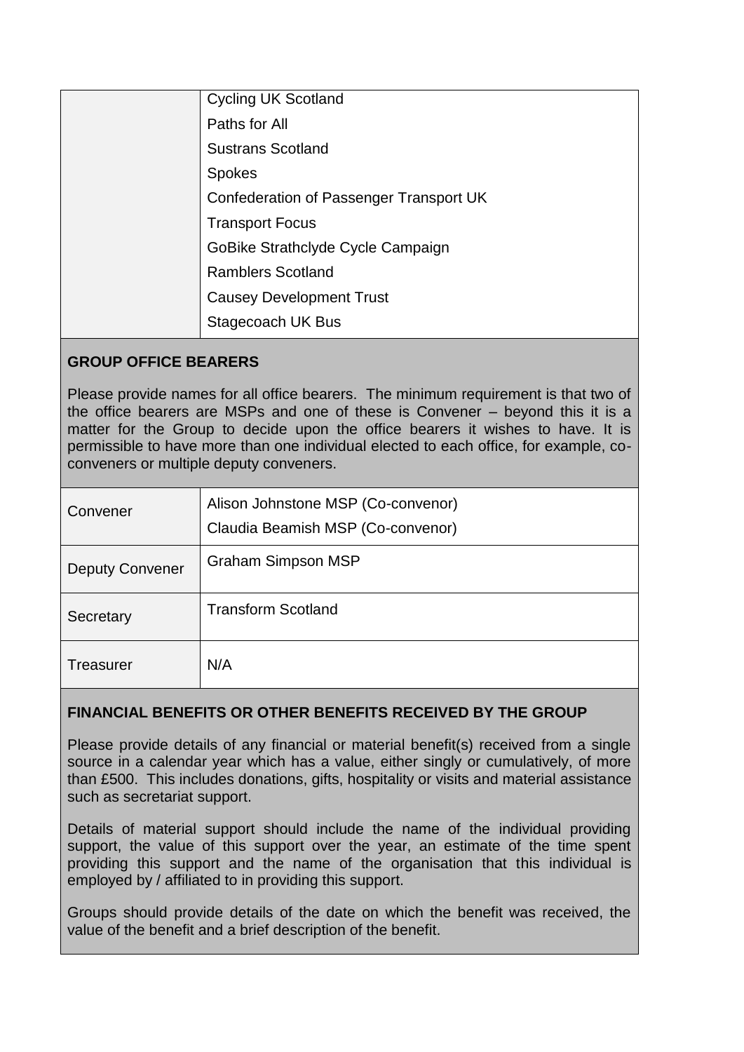| | |
|---|---|
| | Cycling UK Scotland<br>Paths for All<br>Sustrans Scotland<br>Spokes<br>Confederation of Passenger Transport UK<br>Transport Focus<br>GoBike Strathclyde Cycle Campaign<br>Ramblers Scotland<br>Causey Development Trust<br>Stagecoach UK Bus |

**GROUP OFFICE BEARERS**

Please provide names for all office bearers. The minimum requirement is that two of the office bearers are MSPs and one of these is Convener – beyond this it is a matter for the Group to decide upon the office bearers it wishes to have. It is permissible to have more than one individual elected to each office, for example, co-conveners or multiple deputy conveners.

| | |
|---|---|
| Convener | Alison Johnstone MSP (Co-convenor)<br>Claudia Beamish MSP (Co-convenor) |
| Deputy Convener | Graham Simpson MSP |
| Secretary | Transform Scotland |
| Treasurer | N/A |

**FINANCIAL BENEFITS OR OTHER BENEFITS RECEIVED BY THE GROUP**

Please provide details of any financial or material benefit(s) received from a single source in a calendar year which has a value, either singly or cumulatively, of more than £500. This includes donations, gifts, hospitality or visits and material assistance such as secretariat support.

Details of material support should include the name of the individual providing support, the value of this support over the year, an estimate of the time spent providing this support and the name of the organisation that this individual is employed by / affiliated to in providing this support.

Groups should provide details of the date on which the benefit was received, the value of the benefit and a brief description of the benefit.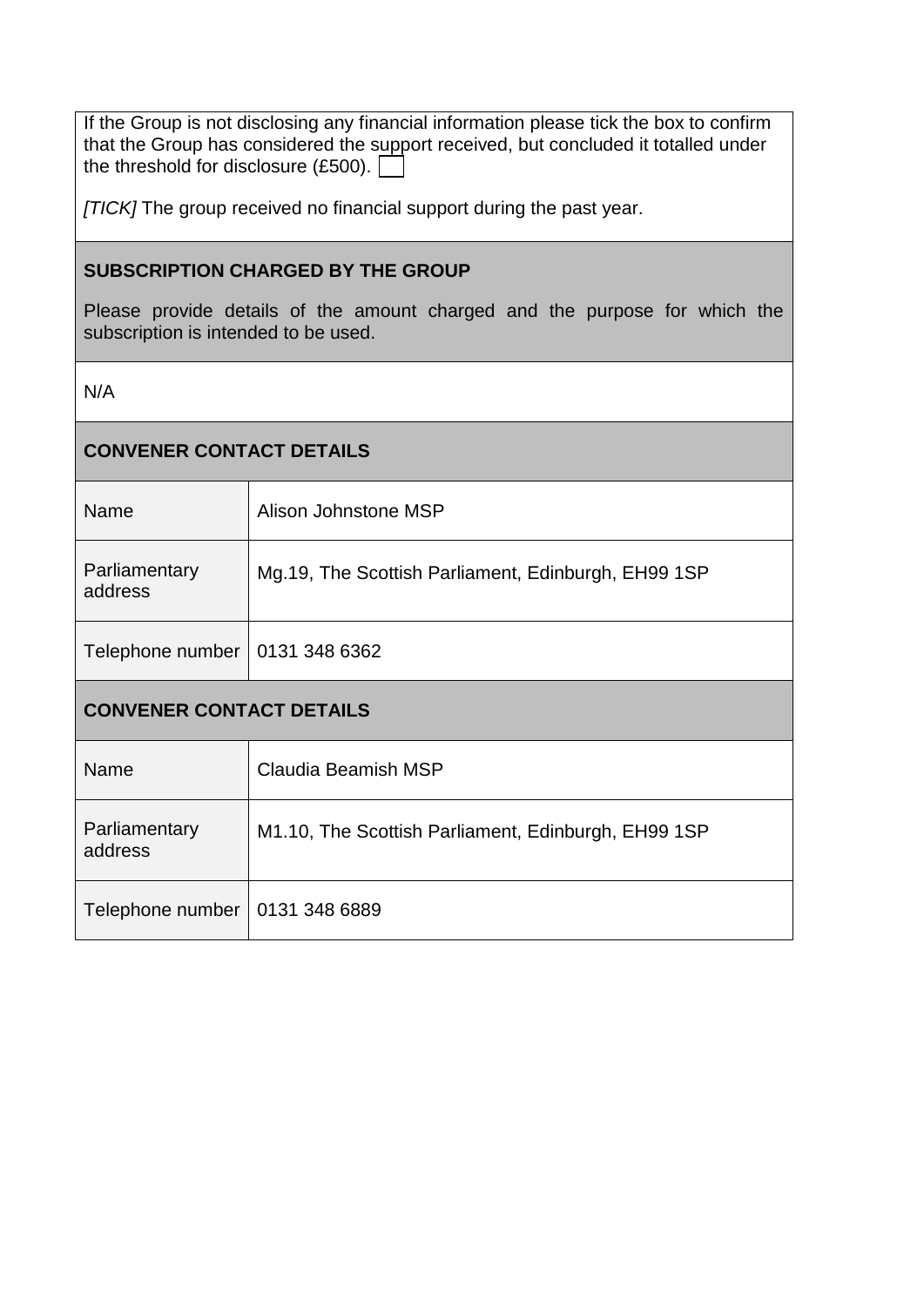If the Group is not disclosing any financial information please tick the box to confirm that the Group has considered the support received, but concluded it totalled under the threshold for disclosure (£500). ☐

*[TICK]* The group received no financial support during the past year.

**SUBSCRIPTION CHARGED BY THE GROUP**

Please provide details of the amount charged and the purpose for which the subscription is intended to be used.

N/A

**CONVENER CONTACT DETAILS**

| | |
|---|---|
| Name | Alison Johnstone MSP |
| Parliamentary address | Mg.19, The Scottish Parliament, Edinburgh, EH99 1SP |
| Telephone number | 0131 348 6362 |

**CONVENER CONTACT DETAILS**

| | |
|---|---|
| Name | Claudia Beamish MSP |
| Parliamentary address | M1.10, The Scottish Parliament, Edinburgh, EH99 1SP |
| Telephone number | 0131 348 6889 |